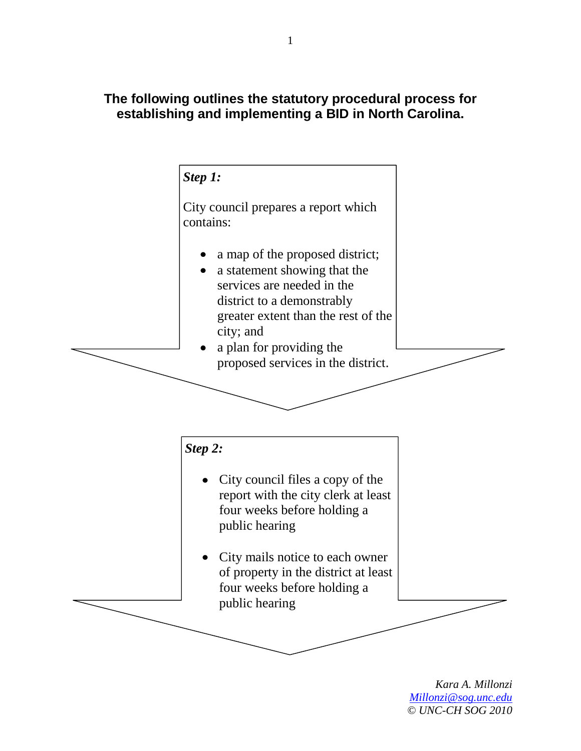**The following outlines the statutory procedural process for establishing and implementing a BID in North Carolina.**

***Step 1:***

City council prepares a report which contains:

- a map of the proposed district;
- a statement showing that the services are needed in the district to a demonstrably greater extent than the rest of the city; and
- a plan for providing the proposed services in the district.

***Step 2:***

- City council files a copy of the report with the city clerk at least four weeks before holding a public hearing
- City mails notice to each owner of property in the district at least four weeks before holding a public hearing

*Kara A. Millonzi*
*Millonzi@sog.unc.edu*
*© UNC-CH SOG 2010*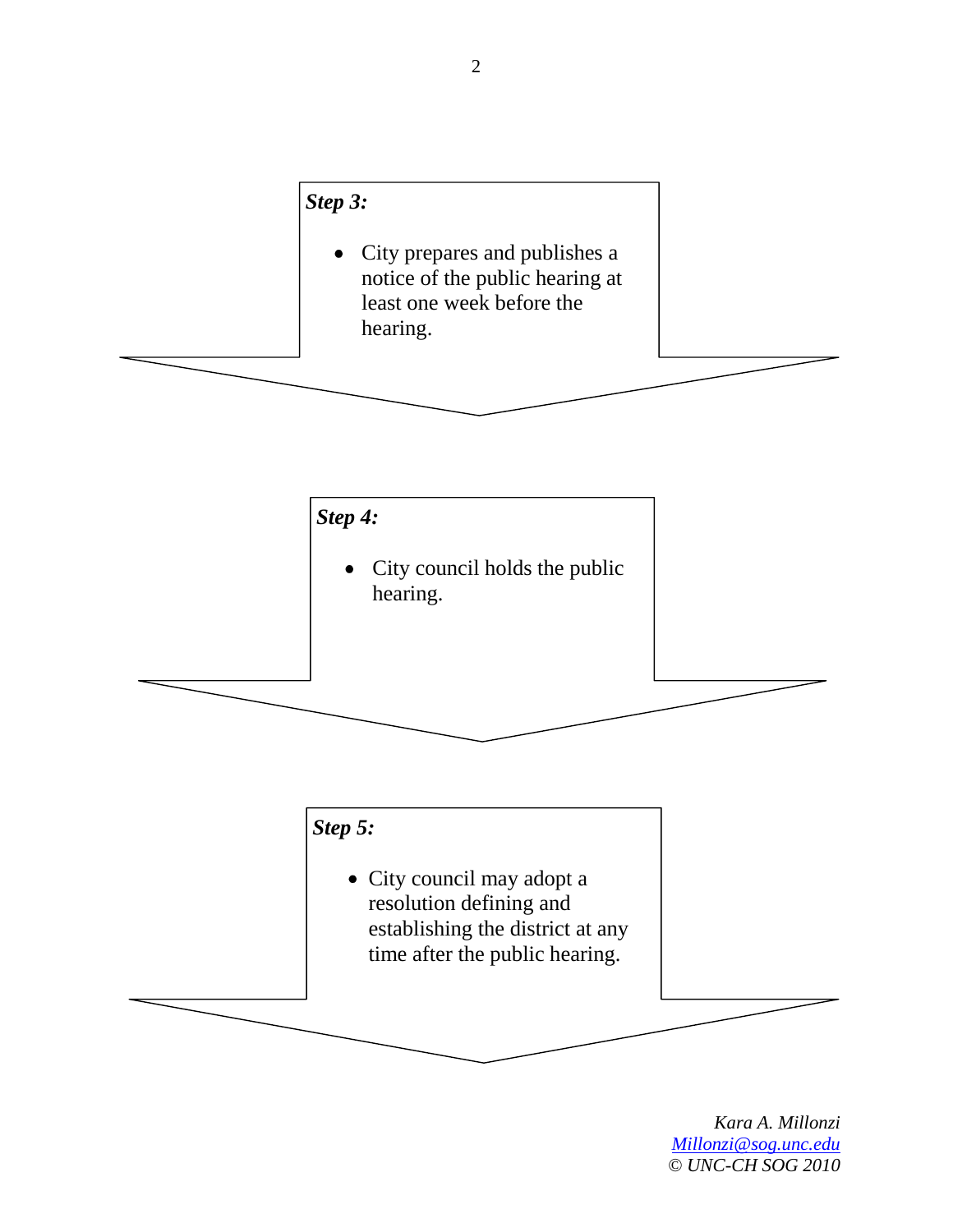***Step 3:***

- City prepares and publishes a notice of the public hearing at least one week before the hearing.

***Step 4:***

- City council holds the public hearing.

***Step 5:***

- City council may adopt a resolution defining and establishing the district at any time after the public hearing.

*Kara A. Millonzi*
*[Millonzi@sog.unc.edu](mailto:Millonzi@sog.unc.edu)*
*© UNC-CH SOG 2010*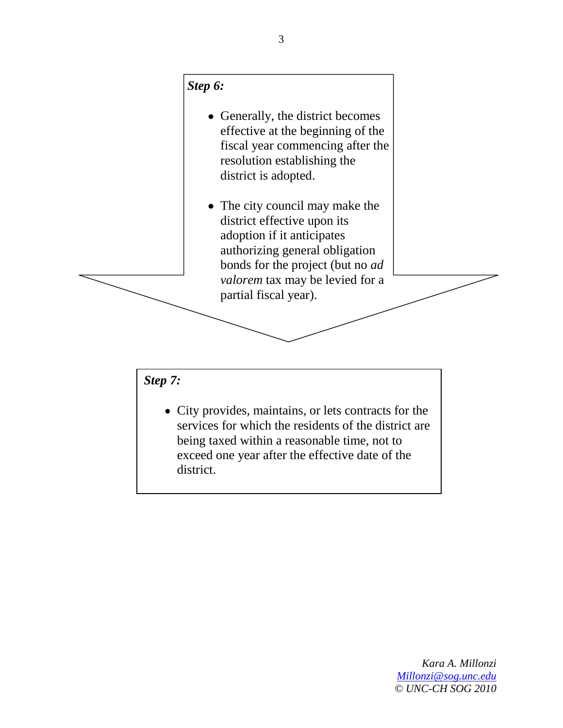***Step 6:***

- Generally, the district becomes effective at the beginning of the fiscal year commencing after the resolution establishing the district is adopted.

- The city council may make the district effective upon its adoption if it anticipates authorizing general obligation bonds for the project (but no *ad valorem* tax may be levied for a partial fiscal year).

***Step 7:***

- City provides, maintains, or lets contracts for the services for which the residents of the district are being taxed within a reasonable time, not to exceed one year after the effective date of the district.

*Kara A. Millonzi*
*Millonzi@sog.unc.edu*
*© UNC-CH SOG 2010*